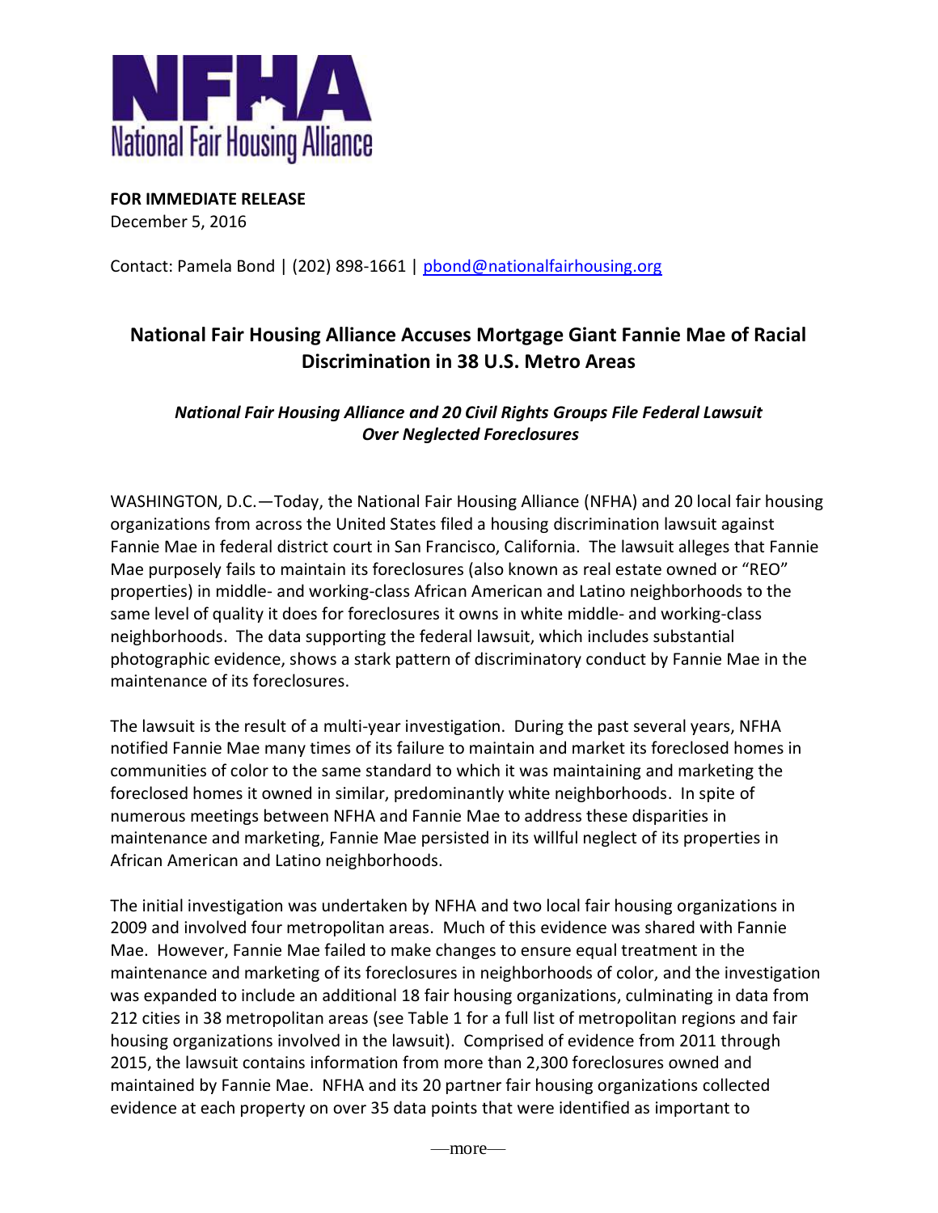NFHA
National Fair Housing Alliance

**FOR IMMEDIATE RELEASE**
December 5, 2016

Contact: Pamela Bond | (202) 898-1661 | pbond@nationalfairhousing.org

## National Fair Housing Alliance Accuses Mortgage Giant Fannie Mae of Racial Discrimination in 38 U.S. Metro Areas

***National Fair Housing Alliance and 20 Civil Rights Groups File Federal Lawsuit Over Neglected Foreclosures***

WASHINGTON, D.C.—Today, the National Fair Housing Alliance (NFHA) and 20 local fair housing organizations from across the United States filed a housing discrimination lawsuit against Fannie Mae in federal district court in San Francisco, California. The lawsuit alleges that Fannie Mae purposely fails to maintain its foreclosures (also known as real estate owned or "REO" properties) in middle- and working-class African American and Latino neighborhoods to the same level of quality it does for foreclosures it owns in white middle- and working-class neighborhoods. The data supporting the federal lawsuit, which includes substantial photographic evidence, shows a stark pattern of discriminatory conduct by Fannie Mae in the maintenance of its foreclosures.

The lawsuit is the result of a multi-year investigation. During the past several years, NFHA notified Fannie Mae many times of its failure to maintain and market its foreclosed homes in communities of color to the same standard to which it was maintaining and marketing the foreclosed homes it owned in similar, predominantly white neighborhoods. In spite of numerous meetings between NFHA and Fannie Mae to address these disparities in maintenance and marketing, Fannie Mae persisted in its willful neglect of its properties in African American and Latino neighborhoods.

The initial investigation was undertaken by NFHA and two local fair housing organizations in 2009 and involved four metropolitan areas. Much of this evidence was shared with Fannie Mae. However, Fannie Mae failed to make changes to ensure equal treatment in the maintenance and marketing of its foreclosures in neighborhoods of color, and the investigation was expanded to include an additional 18 fair housing organizations, culminating in data from 212 cities in 38 metropolitan areas (see Table 1 for a full list of metropolitan regions and fair housing organizations involved in the lawsuit). Comprised of evidence from 2011 through 2015, the lawsuit contains information from more than 2,300 foreclosures owned and maintained by Fannie Mae. NFHA and its 20 partner fair housing organizations collected evidence at each property on over 35 data points that were identified as important to

—more—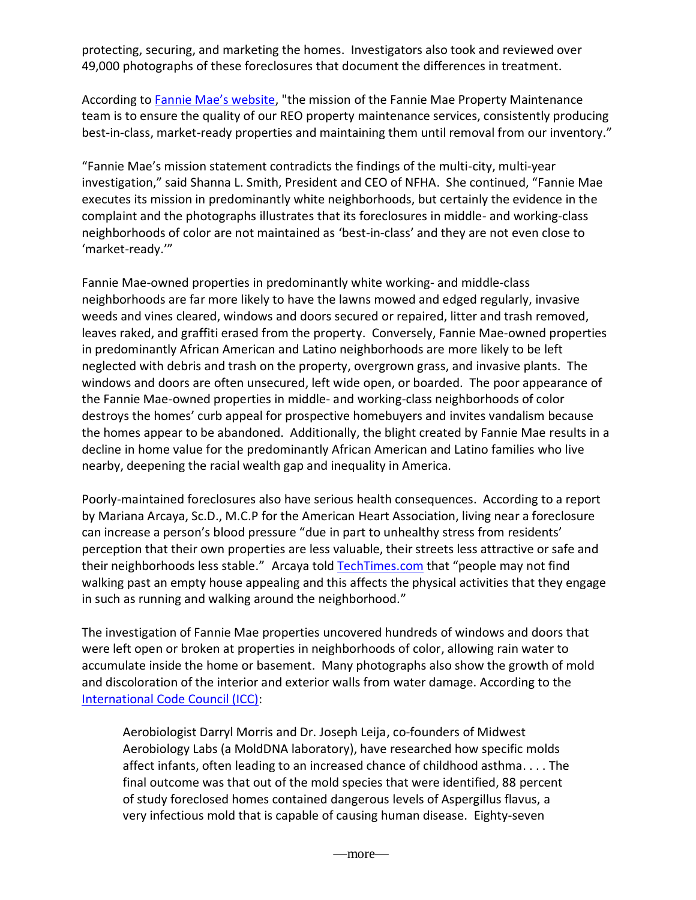protecting, securing, and marketing the homes. Investigators also took and reviewed over 49,000 photographs of these foreclosures that document the differences in treatment.

According to [Fannie Mae's website](), "the mission of the Fannie Mae Property Maintenance team is to ensure the quality of our REO property maintenance services, consistently producing best-in-class, market-ready properties and maintaining them until removal from our inventory."

"Fannie Mae's mission statement contradicts the findings of the multi-city, multi-year investigation," said Shanna L. Smith, President and CEO of NFHA. She continued, "Fannie Mae executes its mission in predominantly white neighborhoods, but certainly the evidence in the complaint and the photographs illustrates that its foreclosures in middle- and working-class neighborhoods of color are not maintained as 'best-in-class' and they are not even close to 'market-ready.'"

Fannie Mae-owned properties in predominantly white working- and middle-class neighborhoods are far more likely to have the lawns mowed and edged regularly, invasive weeds and vines cleared, windows and doors secured or repaired, litter and trash removed, leaves raked, and graffiti erased from the property. Conversely, Fannie Mae-owned properties in predominantly African American and Latino neighborhoods are more likely to be left neglected with debris and trash on the property, overgrown grass, and invasive plants. The windows and doors are often unsecured, left wide open, or boarded. The poor appearance of the Fannie Mae-owned properties in middle- and working-class neighborhoods of color destroys the homes' curb appeal for prospective homebuyers and invites vandalism because the homes appear to be abandoned. Additionally, the blight created by Fannie Mae results in a decline in home value for the predominantly African American and Latino families who live nearby, deepening the racial wealth gap and inequality in America.

Poorly-maintained foreclosures also have serious health consequences. According to a report by Mariana Arcaya, Sc.D., M.C.P for the American Heart Association, living near a foreclosure can increase a person's blood pressure "due in part to unhealthy stress from residents' perception that their own properties are less valuable, their streets less attractive or safe and their neighborhoods less stable." Arcaya told [TechTimes.com]() that "people may not find walking past an empty house appealing and this affects the physical activities that they engage in such as running and walking around the neighborhood."

The investigation of Fannie Mae properties uncovered hundreds of windows and doors that were left open or broken at properties in neighborhoods of color, allowing rain water to accumulate inside the home or basement. Many photographs also show the growth of mold and discoloration of the interior and exterior walls from water damage. According to the [International Code Council (ICC)]():

> Aerobiologist Darryl Morris and Dr. Joseph Leija, co-founders of Midwest Aerobiology Labs (a MoldDNA laboratory), have researched how specific molds affect infants, often leading to an increased chance of childhood asthma. . . . The final outcome was that out of the mold species that were identified, 88 percent of study foreclosed homes contained dangerous levels of Aspergillus flavus, a very infectious mold that is capable of causing human disease. Eighty-seven

—more—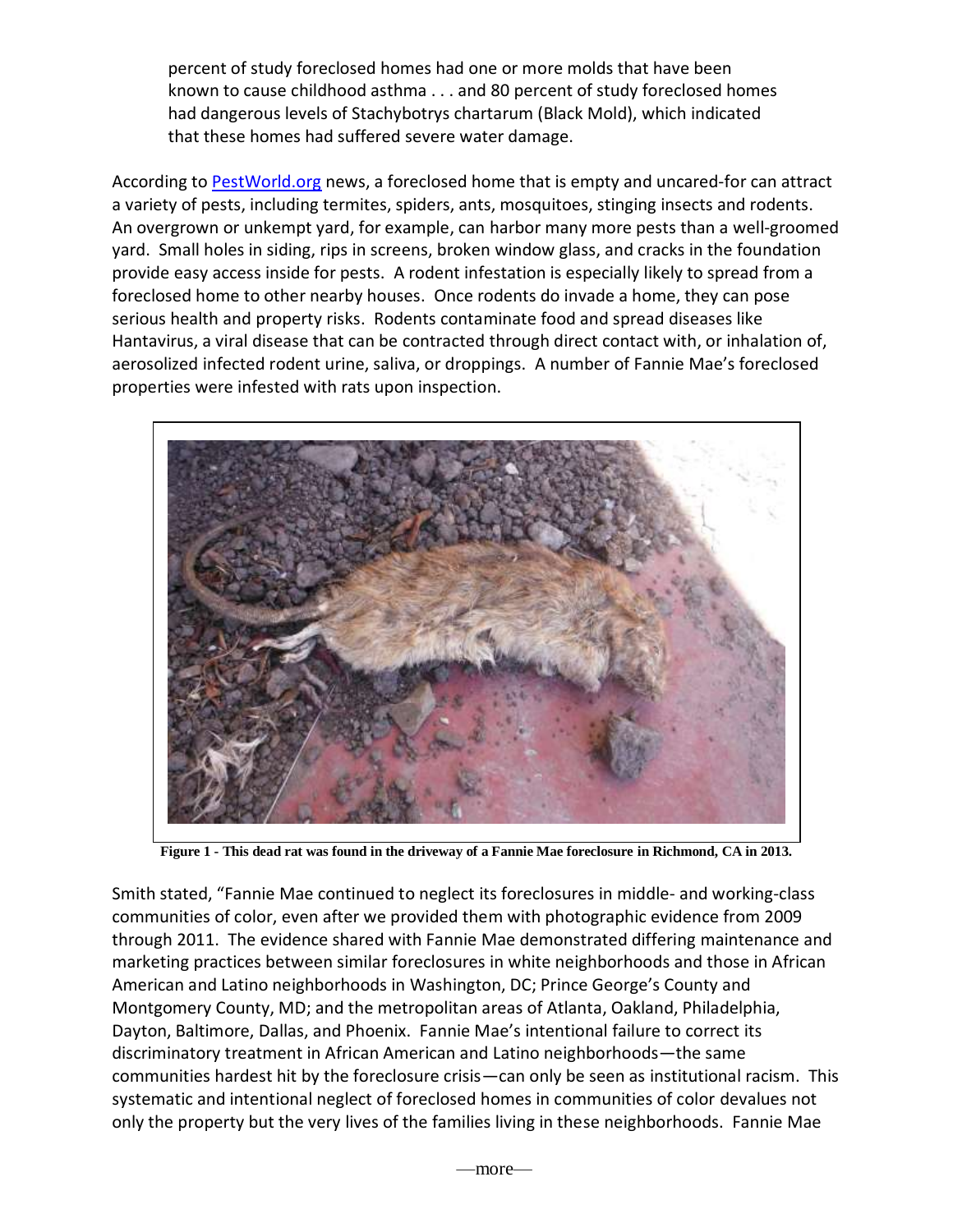percent of study foreclosed homes had one or more molds that have been known to cause childhood asthma . . . and 80 percent of study foreclosed homes had dangerous levels of Stachybotrys chartarum (Black Mold), which indicated that these homes had suffered severe water damage.

According to PestWorld.org news, a foreclosed home that is empty and uncared-for can attract a variety of pests, including termites, spiders, ants, mosquitoes, stinging insects and rodents. An overgrown or unkempt yard, for example, can harbor many more pests than a well-groomed yard. Small holes in siding, rips in screens, broken window glass, and cracks in the foundation provide easy access inside for pests. A rodent infestation is especially likely to spread from a foreclosed home to other nearby houses. Once rodents do invade a home, they can pose serious health and property risks. Rodents contaminate food and spread diseases like Hantavirus, a viral disease that can be contracted through direct contact with, or inhalation of, aerosolized infected rodent urine, saliva, or droppings. A number of Fannie Mae's foreclosed properties were infested with rats upon inspection.

**Figure 1 - This dead rat was found in the driveway of a Fannie Mae foreclosure in Richmond, CA in 2013.**

Smith stated, "Fannie Mae continued to neglect its foreclosures in middle- and working-class communities of color, even after we provided them with photographic evidence from 2009 through 2011. The evidence shared with Fannie Mae demonstrated differing maintenance and marketing practices between similar foreclosures in white neighborhoods and those in African American and Latino neighborhoods in Washington, DC; Prince George's County and Montgomery County, MD; and the metropolitan areas of Atlanta, Oakland, Philadelphia, Dayton, Baltimore, Dallas, and Phoenix. Fannie Mae's intentional failure to correct its discriminatory treatment in African American and Latino neighborhoods—the same communities hardest hit by the foreclosure crisis—can only be seen as institutional racism. This systematic and intentional neglect of foreclosed homes in communities of color devalues not only the property but the very lives of the families living in these neighborhoods. Fannie Mae

—more—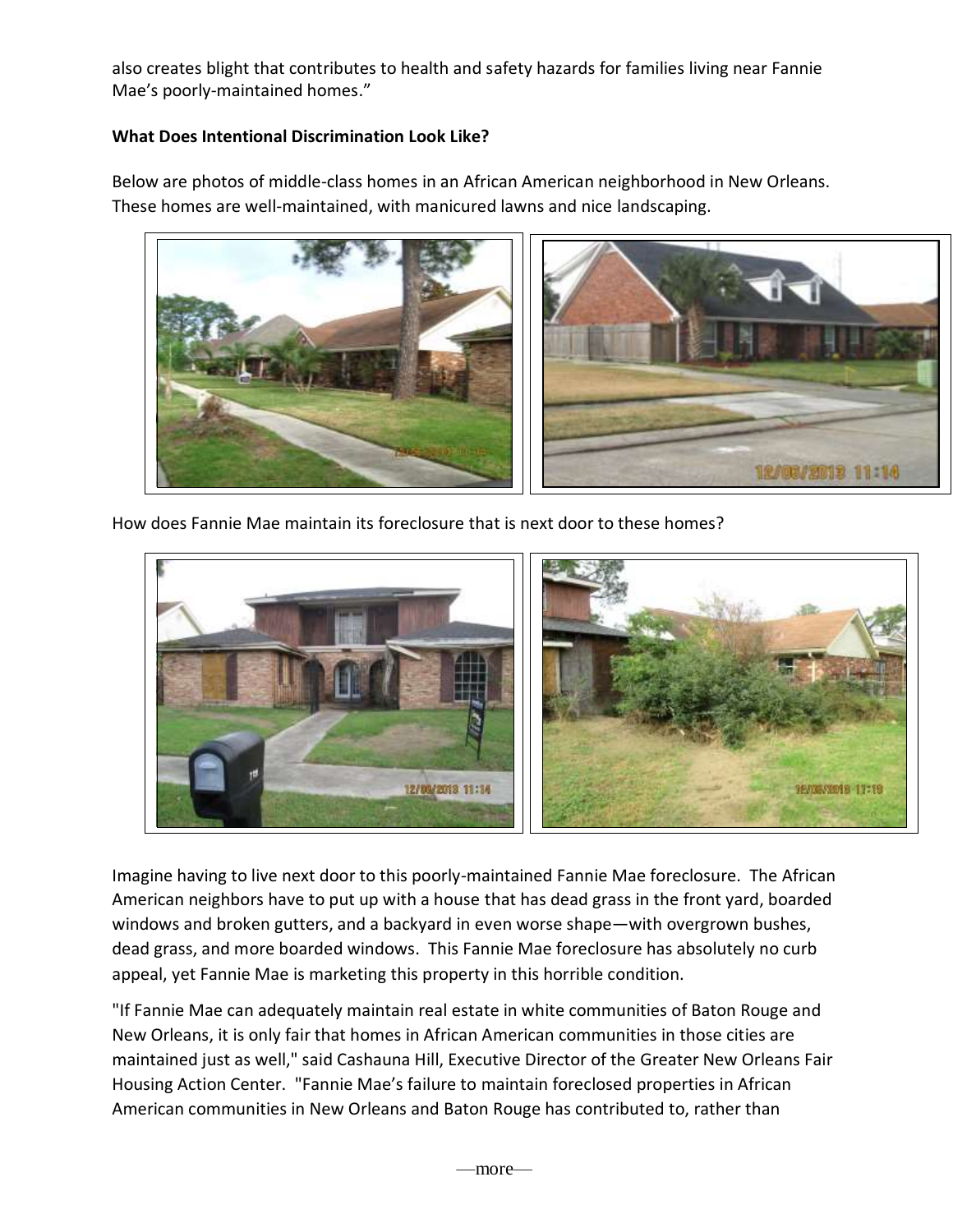also creates blight that contributes to health and safety hazards for families living near Fannie Mae's poorly-maintained homes."

**What Does Intentional Discrimination Look Like?**

Below are photos of middle-class homes in an African American neighborhood in New Orleans. These homes are well-maintained, with manicured lawns and nice landscaping.

How does Fannie Mae maintain its foreclosure that is next door to these homes?

Imagine having to live next door to this poorly-maintained Fannie Mae foreclosure. The African American neighbors have to put up with a house that has dead grass in the front yard, boarded windows and broken gutters, and a backyard in even worse shape—with overgrown bushes, dead grass, and more boarded windows. This Fannie Mae foreclosure has absolutely no curb appeal, yet Fannie Mae is marketing this property in this horrible condition.

"If Fannie Mae can adequately maintain real estate in white communities of Baton Rouge and New Orleans, it is only fair that homes in African American communities in those cities are maintained just as well," said Cashauna Hill, Executive Director of the Greater New Orleans Fair Housing Action Center. "Fannie Mae's failure to maintain foreclosed properties in African American communities in New Orleans and Baton Rouge has contributed to, rather than

—more—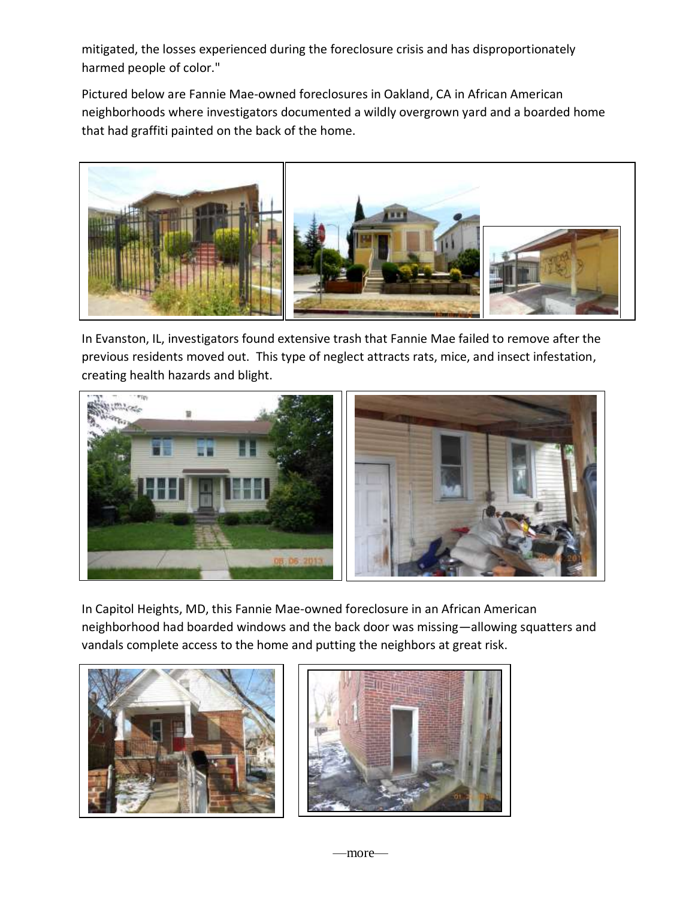mitigated, the losses experienced during the foreclosure crisis and has disproportionately harmed people of color."

Pictured below are Fannie Mae-owned foreclosures in Oakland, CA in African American neighborhoods where investigators documented a wildly overgrown yard and a boarded home that had graffiti painted on the back of the home.

In Evanston, IL, investigators found extensive trash that Fannie Mae failed to remove after the previous residents moved out. This type of neglect attracts rats, mice, and insect infestation, creating health hazards and blight.

In Capitol Heights, MD, this Fannie Mae-owned foreclosure in an African American neighborhood had boarded windows and the back door was missing—allowing squatters and vandals complete access to the home and putting the neighbors at great risk.

—more—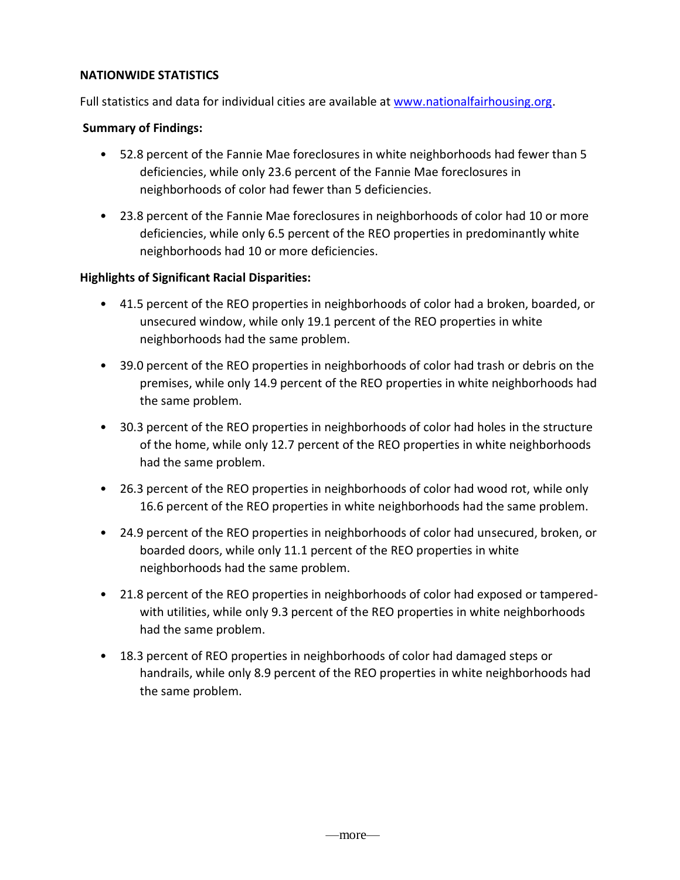**NATIONWIDE STATISTICS**

Full statistics and data for individual cities are available at [www.nationalfairhousing.org](www.nationalfairhousing.org).

**Summary of Findings:**

- 52.8 percent of the Fannie Mae foreclosures in white neighborhoods had fewer than 5 deficiencies, while only 23.6 percent of the Fannie Mae foreclosures in neighborhoods of color had fewer than 5 deficiencies.
- 23.8 percent of the Fannie Mae foreclosures in neighborhoods of color had 10 or more deficiencies, while only 6.5 percent of the REO properties in predominantly white neighborhoods had 10 or more deficiencies.

**Highlights of Significant Racial Disparities:**

- 41.5 percent of the REO properties in neighborhoods of color had a broken, boarded, or unsecured window, while only 19.1 percent of the REO properties in white neighborhoods had the same problem.
- 39.0 percent of the REO properties in neighborhoods of color had trash or debris on the premises, while only 14.9 percent of the REO properties in white neighborhoods had the same problem.
- 30.3 percent of the REO properties in neighborhoods of color had holes in the structure of the home, while only 12.7 percent of the REO properties in white neighborhoods had the same problem.
- 26.3 percent of the REO properties in neighborhoods of color had wood rot, while only 16.6 percent of the REO properties in white neighborhoods had the same problem.
- 24.9 percent of the REO properties in neighborhoods of color had unsecured, broken, or boarded doors, while only 11.1 percent of the REO properties in white neighborhoods had the same problem.
- 21.8 percent of the REO properties in neighborhoods of color had exposed or tampered-with utilities, while only 9.3 percent of the REO properties in white neighborhoods had the same problem.
- 18.3 percent of REO properties in neighborhoods of color had damaged steps or handrails, while only 8.9 percent of the REO properties in white neighborhoods had the same problem.

—more—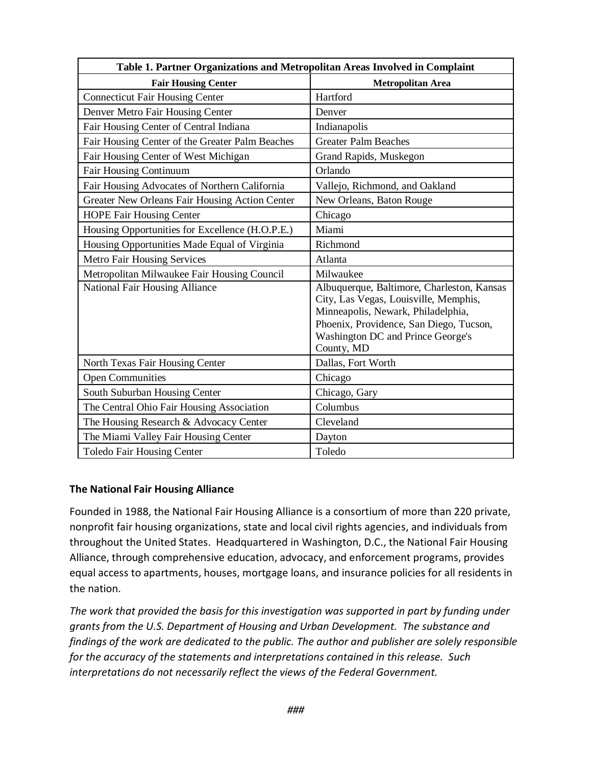| Table 1. Partner Organizations and Metropolitan Areas Involved in Complaint | |
|---|---|
| **Fair Housing Center** | **Metropolitan Area** |
| Connecticut Fair Housing Center | Hartford |
| Denver Metro Fair Housing Center | Denver |
| Fair Housing Center of Central Indiana | Indianapolis |
| Fair Housing Center of the Greater Palm Beaches | Greater Palm Beaches |
| Fair Housing Center of West Michigan | Grand Rapids, Muskegon |
| Fair Housing Continuum | Orlando |
| Fair Housing Advocates of Northern California | Vallejo, Richmond, and Oakland |
| Greater New Orleans Fair Housing Action Center | New Orleans, Baton Rouge |
| HOPE Fair Housing Center | Chicago |
| Housing Opportunities for Excellence (H.O.P.E.) | Miami |
| Housing Opportunities Made Equal of Virginia | Richmond |
| Metro Fair Housing Services | Atlanta |
| Metropolitan Milwaukee Fair Housing Council | Milwaukee |
| National Fair Housing Alliance | Albuquerque, Baltimore, Charleston, Kansas City, Las Vegas, Louisville, Memphis, Minneapolis, Newark, Philadelphia, Phoenix, Providence, San Diego, Tucson, Washington DC and Prince George's County, MD |
| North Texas Fair Housing Center | Dallas, Fort Worth |
| Open Communities | Chicago |
| South Suburban Housing Center | Chicago, Gary |
| The Central Ohio Fair Housing Association | Columbus |
| The Housing Research & Advocacy Center | Cleveland |
| The Miami Valley Fair Housing Center | Dayton |
| Toledo Fair Housing Center | Toledo |

## The National Fair Housing Alliance

Founded in 1988, the National Fair Housing Alliance is a consortium of more than 220 private, nonprofit fair housing organizations, state and local civil rights agencies, and individuals from throughout the United States. Headquartered in Washington, D.C., the National Fair Housing Alliance, through comprehensive education, advocacy, and enforcement programs, provides equal access to apartments, houses, mortgage loans, and insurance policies for all residents in the nation.

*The work that provided the basis for this investigation was supported in part by funding under grants from the U.S. Department of Housing and Urban Development. The substance and findings of the work are dedicated to the public. The author and publisher are solely responsible for the accuracy of the statements and interpretations contained in this release. Such interpretations do not necessarily reflect the views of the Federal Government.*

*###*